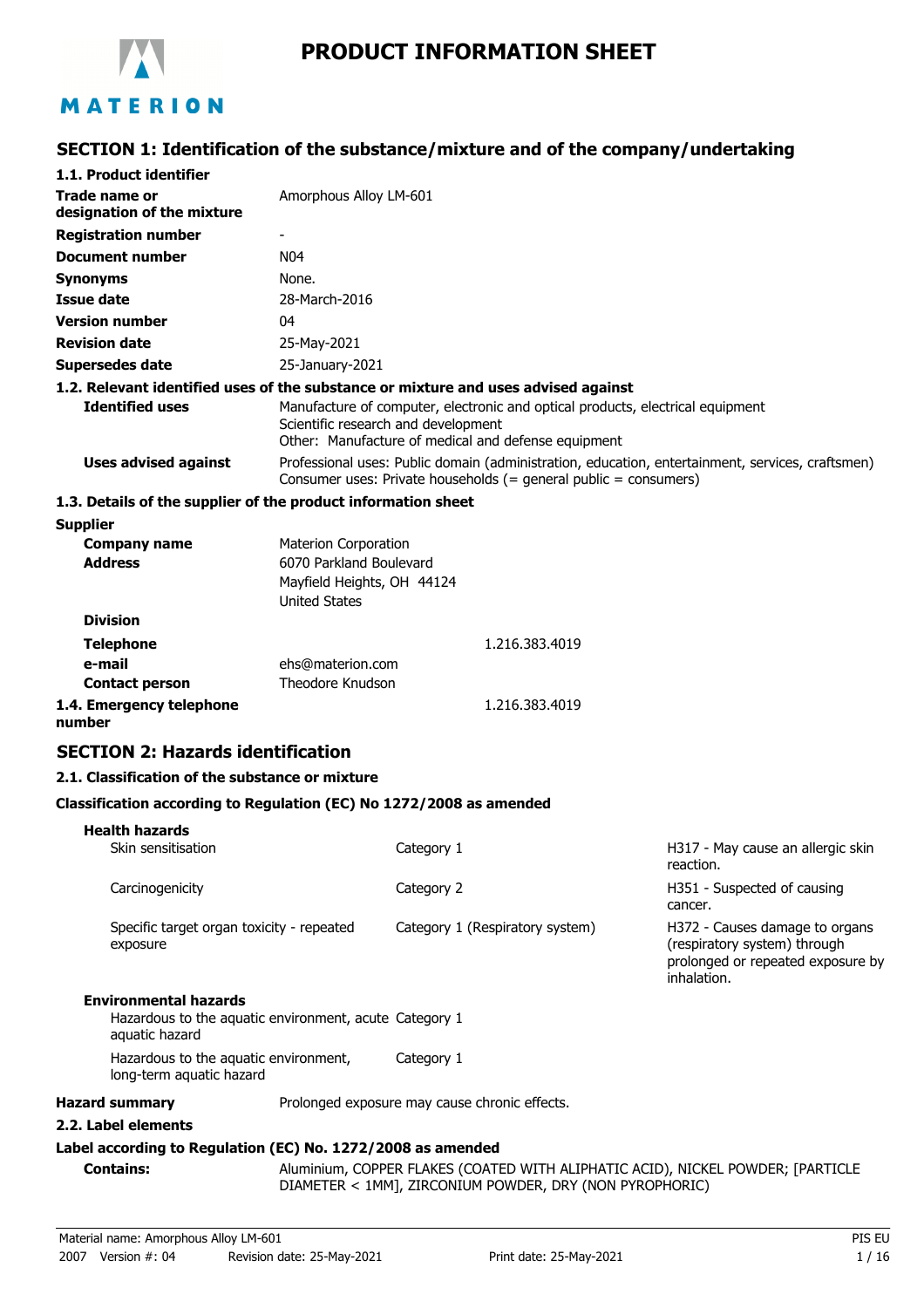# PRODUCT INFORMATION SHEET

## SECTION 1: Identification of the substance/mixture and of the company/undertaking

### 1.1. Product identifier

| | |
|---|---|
| **Trade name or designation of the mixture** | Amorphous Alloy LM-601 |
| **Registration number** | - |
| **Document number** | N04 |
| **Synonyms** | None. |
| **Issue date** | 28-March-2016 |
| **Version number** | 04 |
| **Revision date** | 25-May-2021 |
| **Supersedes date** | 25-January-2021 |

### 1.2. Relevant identified uses of the substance or mixture and uses advised against

**Identified uses**
Manufacture of computer, electronic and optical products, electrical equipment
Scientific research and development
Other: Manufacture of medical and defense equipment

**Uses advised against**
Professional uses: Public domain (administration, education, entertainment, services, craftsmen)
Consumer uses: Private households (= general public = consumers)

### 1.3. Details of the supplier of the product information sheet

**Supplier**

| | |
|---|---|
| **Company name** | Materion Corporation |
| **Address** | 6070 Parkland Boulevard<br>Mayfield Heights, OH 44124<br>United States |
| **Division** | |
| **Telephone** | 1.216.383.4019 |
| **e-mail** | ehs@materion.com |
| **Contact person** | Theodore Knudson |

### 1.4. Emergency telephone number

1.216.383.4019

## SECTION 2: Hazards identification

### 2.1. Classification of the substance or mixture

**Classification according to Regulation (EC) No 1272/2008 as amended**

**Health hazards**

| | | |
|---|---|---|
| Skin sensitisation | Category 1 | H317 - May cause an allergic skin reaction. |
| Carcinogenicity | Category 2 | H351 - Suspected of causing cancer. |
| Specific target organ toxicity - repeated exposure | Category 1 (Respiratory system) | H372 - Causes damage to organs (respiratory system) through prolonged or repeated exposure by inhalation. |

**Environmental hazards**

| | |
|---|---|
| Hazardous to the aquatic environment, acute aquatic hazard | Category 1 |
| Hazardous to the aquatic environment, long-term aquatic hazard | Category 1 |

**Hazard summary** Prolonged exposure may cause chronic effects.

### 2.2. Label elements

**Label according to Regulation (EC) No. 1272/2008 as amended**

**Contains:** Aluminium, COPPER FLAKES (COATED WITH ALIPHATIC ACID), NICKEL POWDER; [PARTICLE DIAMETER < 1MM], ZIRCONIUM POWDER, DRY (NON PYROPHORIC)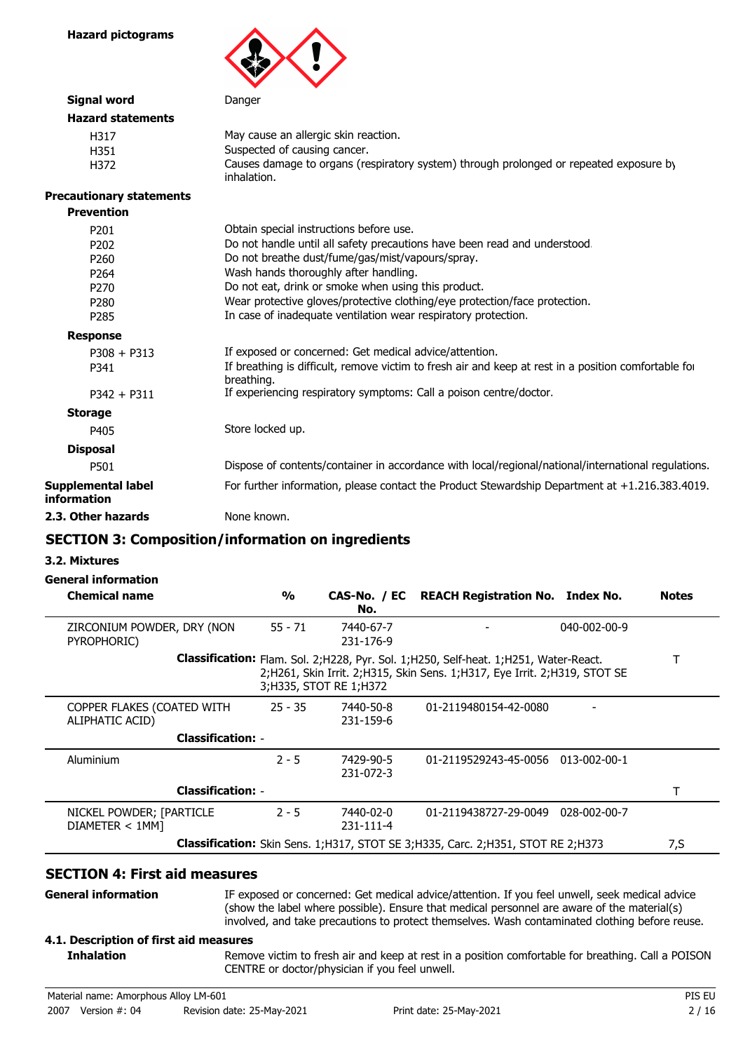**Hazard pictograms**

**Signal word** Danger

**Hazard statements**

| | |
|---|---|
| H317 | May cause an allergic skin reaction. |
| H351 | Suspected of causing cancer. |
| H372 | Causes damage to organs (respiratory system) through prolonged or repeated exposure by inhalation. |

**Precautionary statements**

**Prevention**

| | |
|---|---|
| P201 | Obtain special instructions before use. |
| P202 | Do not handle until all safety precautions have been read and understood. |
| P260 | Do not breathe dust/fume/gas/mist/vapours/spray. |
| P264 | Wash hands thoroughly after handling. |
| P270 | Do not eat, drink or smoke when using this product. |
| P280 | Wear protective gloves/protective clothing/eye protection/face protection. |
| P285 | In case of inadequate ventilation wear respiratory protection. |

**Response**

| | |
|---|---|
| P308 + P313 | If exposed or concerned: Get medical advice/attention. |
| P341 | If breathing is difficult, remove victim to fresh air and keep at rest in a position comfortable for breathing. |
| P342 + P311 | If experiencing respiratory symptoms: Call a poison centre/doctor. |

**Storage**

| | |
|---|---|
| P405 | Store locked up. |

**Disposal**

| | |
|---|---|
| P501 | Dispose of contents/container in accordance with local/regional/national/international regulations. |

**Supplemental label information** For further information, please contact the Product Stewardship Department at +1.216.383.4019.

**2.3. Other hazards** None known.

## SECTION 3: Composition/information on ingredients

### 3.2. Mixtures

**General information**

| Chemical name | % | CAS-No. / EC No. | REACH Registration No. | Index No. | Notes |
|---|---|---|---|---|---|
| ZIRCONIUM POWDER, DRY (NON PYROPHORIC) | 55 - 71 | 7440-67-7 231-176-9 | - | 040-002-00-9 | |
| **Classification:** Flam. Sol. 2;H228, Pyr. Sol. 1;H250, Self-heat. 1;H251, Water-React. 2;H261, Skin Irrit. 2;H315, Skin Sens. 1;H317, Eye Irrit. 2;H319, STOT SE 3;H335, STOT RE 1;H372 | | | | | T |
| COPPER FLAKES (COATED WITH ALIPHATIC ACID) | 25 - 35 | 7440-50-8 231-159-6 | 01-2119480154-42-0080 | - | |
| **Classification:** - | | | | | |
| Aluminium | 2 - 5 | 7429-90-5 231-072-3 | 01-2119529243-45-0056 | 013-002-00-1 | |
| **Classification:** - | | | | | T |
| NICKEL POWDER; [PARTICLE DIAMETER < 1MM] | 2 - 5 | 7440-02-0 231-111-4 | 01-2119438727-29-0049 | 028-002-00-7 | |
| **Classification:** Skin Sens. 1;H317, STOT SE 3;H335, Carc. 2;H351, STOT RE 2;H373 | | | | | 7,S |

## SECTION 4: First aid measures

**General information** IF exposed or concerned: Get medical advice/attention. If you feel unwell, seek medical advice (show the label where possible). Ensure that medical personnel are aware of the material(s) involved, and take precautions to protect themselves. Wash contaminated clothing before reuse.

### 4.1. Description of first aid measures

**Inhalation** Remove victim to fresh air and keep at rest in a position comfortable for breathing. Call a POISON CENTRE or doctor/physician if you feel unwell.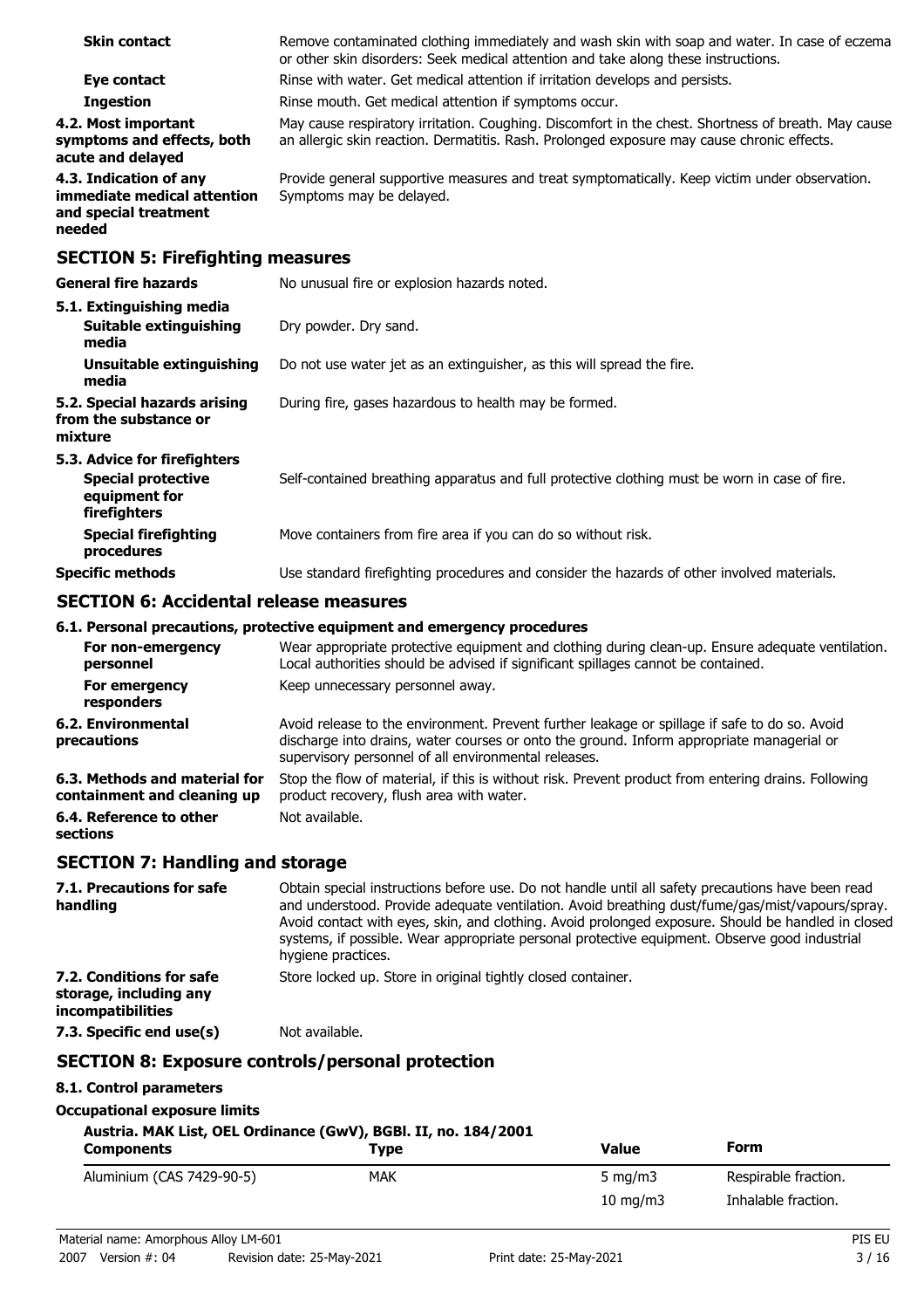| | |
|---|---|
| **Skin contact** | Remove contaminated clothing immediately and wash skin with soap and water. In case of eczema or other skin disorders: Seek medical attention and take along these instructions. |
| **Eye contact** | Rinse with water. Get medical attention if irritation develops and persists. |
| **Ingestion** | Rinse mouth. Get medical attention if symptoms occur. |
| **4.2. Most important symptoms and effects, both acute and delayed** | May cause respiratory irritation. Coughing. Discomfort in the chest. Shortness of breath. May cause an allergic skin reaction. Dermatitis. Rash. Prolonged exposure may cause chronic effects. |
| **4.3. Indication of any immediate medical attention and special treatment needed** | Provide general supportive measures and treat symptomatically. Keep victim under observation. Symptoms may be delayed. |

## SECTION 5: Firefighting measures

| | |
|---|---|
| **General fire hazards** | No unusual fire or explosion hazards noted. |
| **5.1. Extinguishing media** | |
| **Suitable extinguishing media** | Dry powder. Dry sand. |
| **Unsuitable extinguishing media** | Do not use water jet as an extinguisher, as this will spread the fire. |
| **5.2. Special hazards arising from the substance or mixture** | During fire, gases hazardous to health may be formed. |
| **5.3. Advice for firefighters** | |
| **Special protective equipment for firefighters** | Self-contained breathing apparatus and full protective clothing must be worn in case of fire. |
| **Special firefighting procedures** | Move containers from fire area if you can do so without risk. |
| **Specific methods** | Use standard firefighting procedures and consider the hazards of other involved materials. |

## SECTION 6: Accidental release measures

**6.1. Personal precautions, protective equipment and emergency procedures**

| | |
|---|---|
| **For non-emergency personnel** | Wear appropriate protective equipment and clothing during clean-up. Ensure adequate ventilation. Local authorities should be advised if significant spillages cannot be contained. |
| **For emergency responders** | Keep unnecessary personnel away. |
| **6.2. Environmental precautions** | Avoid release to the environment. Prevent further leakage or spillage if safe to do so. Avoid discharge into drains, water courses or onto the ground. Inform appropriate managerial or supervisory personnel of all environmental releases. |
| **6.3. Methods and material for containment and cleaning up** | Stop the flow of material, if this is without risk. Prevent product from entering drains. Following product recovery, flush area with water. |
| **6.4. Reference to other sections** | Not available. |

## SECTION 7: Handling and storage

| | |
|---|---|
| **7.1. Precautions for safe handling** | Obtain special instructions before use. Do not handle until all safety precautions have been read and understood. Provide adequate ventilation. Avoid breathing dust/fume/gas/mist/vapours/spray. Avoid contact with eyes, skin, and clothing. Avoid prolonged exposure. Should be handled in closed systems, if possible. Wear appropriate personal protective equipment. Observe good industrial hygiene practices. |
| **7.2. Conditions for safe storage, including any incompatibilities** | Store locked up. Store in original tightly closed container. |
| **7.3. Specific end use(s)** | Not available. |

## SECTION 8: Exposure controls/personal protection

**8.1. Control parameters**

**Occupational exposure limits**

**Austria. MAK List, OEL Ordinance (GwV), BGBl. II, no. 184/2001**

| Components | Type | Value | Form |
|---|---|---|---|
| Aluminium (CAS 7429-90-5) | MAK | 5 mg/m3 | Respirable fraction. |
| | | 10 mg/m3 | Inhalable fraction. |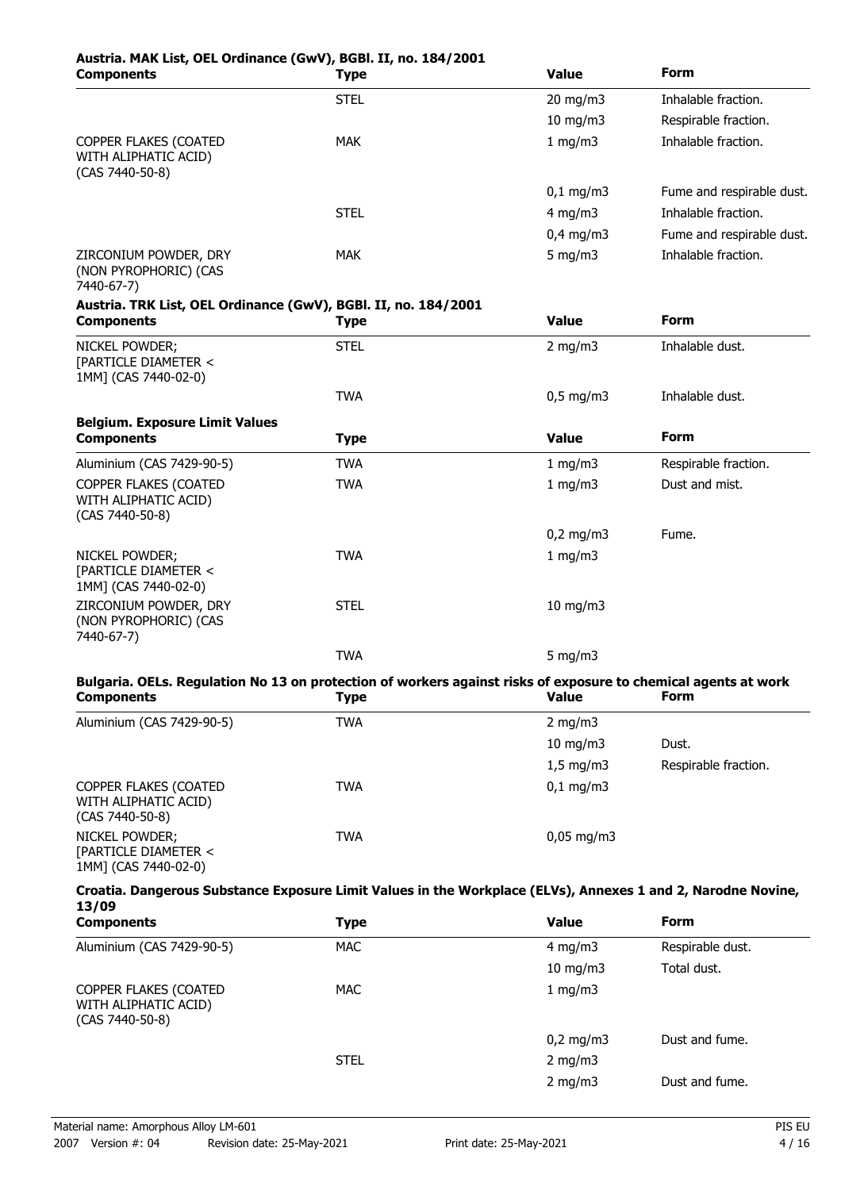**Austria. MAK List, OEL Ordinance (GwV), BGBl. II, no. 184/2001**

| Components | Type | Value | Form |
|---|---|---|---|
| | STEL | 20 mg/m3 | Inhalable fraction. |
| | | 10 mg/m3 | Respirable fraction. |
| COPPER FLAKES (COATED WITH ALIPHATIC ACID) (CAS 7440-50-8) | MAK | 1 mg/m3 | Inhalable fraction. |
| | | 0,1 mg/m3 | Fume and respirable dust. |
| | STEL | 4 mg/m3 | Inhalable fraction. |
| | | 0,4 mg/m3 | Fume and respirable dust. |
| ZIRCONIUM POWDER, DRY (NON PYROPHORIC) (CAS 7440-67-7) | MAK | 5 mg/m3 | Inhalable fraction. |

**Austria. TRK List, OEL Ordinance (GwV), BGBl. II, no. 184/2001**

| Components | Type | Value | Form |
|---|---|---|---|
| NICKEL POWDER; [PARTICLE DIAMETER < 1MM] (CAS 7440-02-0) | STEL | 2 mg/m3 | Inhalable dust. |
| | TWA | 0,5 mg/m3 | Inhalable dust. |

**Belgium. Exposure Limit Values**

| Components | Type | Value | Form |
|---|---|---|---|
| Aluminium (CAS 7429-90-5) | TWA | 1 mg/m3 | Respirable fraction. |
| COPPER FLAKES (COATED WITH ALIPHATIC ACID) (CAS 7440-50-8) | TWA | 1 mg/m3 | Dust and mist. |
| | | 0,2 mg/m3 | Fume. |
| NICKEL POWDER; [PARTICLE DIAMETER < 1MM] (CAS 7440-02-0) | TWA | 1 mg/m3 | |
| ZIRCONIUM POWDER, DRY (NON PYROPHORIC) (CAS 7440-67-7) | STEL | 10 mg/m3 | |
| | TWA | 5 mg/m3 | |

**Bulgaria. OELs. Regulation No 13 on protection of workers against risks of exposure to chemical agents at work**

| Components | Type | Value | Form |
|---|---|---|---|
| Aluminium (CAS 7429-90-5) | TWA | 2 mg/m3 | |
| | | 10 mg/m3 | Dust. |
| | | 1,5 mg/m3 | Respirable fraction. |
| COPPER FLAKES (COATED WITH ALIPHATIC ACID) (CAS 7440-50-8) | TWA | 0,1 mg/m3 | |
| NICKEL POWDER; [PARTICLE DIAMETER < 1MM] (CAS 7440-02-0) | TWA | 0,05 mg/m3 | |

**Croatia. Dangerous Substance Exposure Limit Values in the Workplace (ELVs), Annexes 1 and 2, Narodne Novine, 13/09**

| Components | Type | Value | Form |
|---|---|---|---|
| Aluminium (CAS 7429-90-5) | MAC | 4 mg/m3 | Respirable dust. |
| | | 10 mg/m3 | Total dust. |
| COPPER FLAKES (COATED WITH ALIPHATIC ACID) (CAS 7440-50-8) | MAC | 1 mg/m3 | |
| | | 0,2 mg/m3 | Dust and fume. |
| | STEL | 2 mg/m3 | |
| | | 2 mg/m3 | Dust and fume. |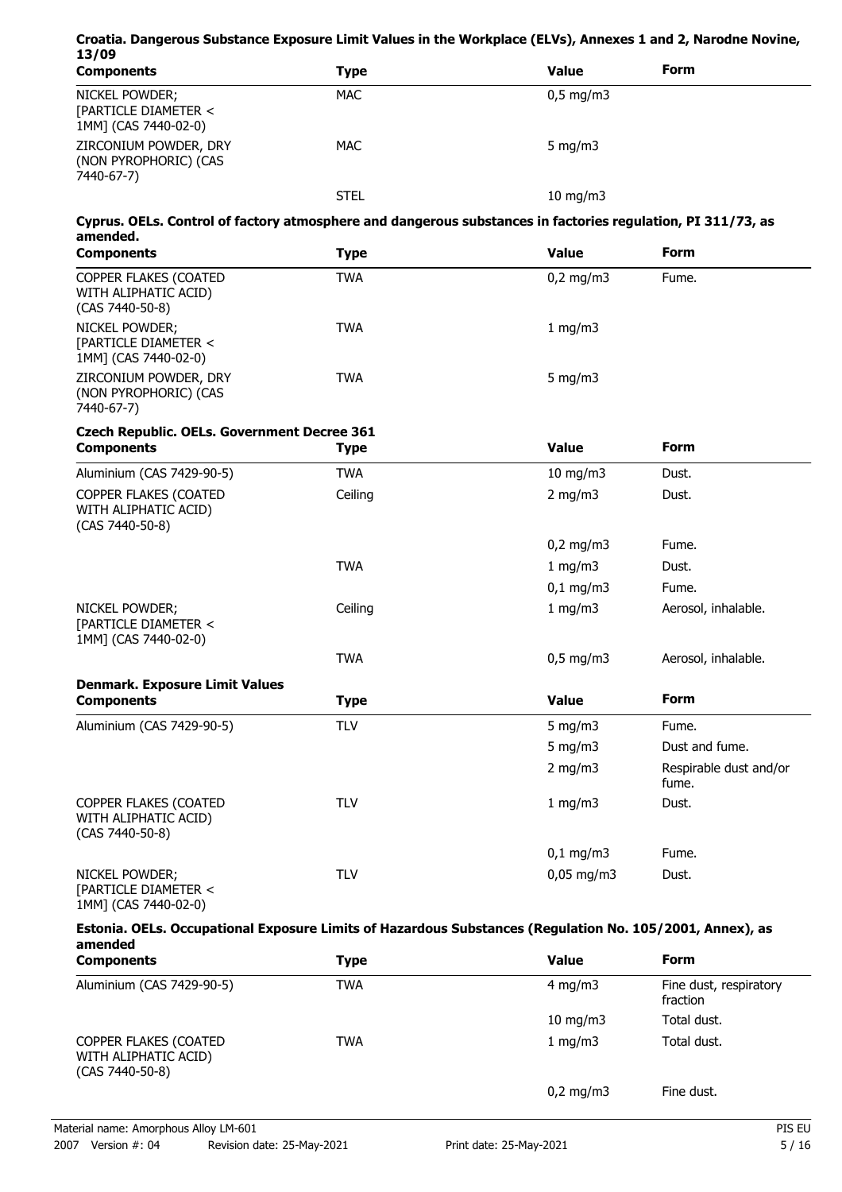**Croatia. Dangerous Substance Exposure Limit Values in the Workplace (ELVs), Annexes 1 and 2, Narodne Novine, 13/09**

| Components | Type | Value | Form |
|---|---|---|---|
| NICKEL POWDER; [PARTICLE DIAMETER < 1MM] (CAS 7440-02-0) | MAC | 0,5 mg/m3 | |
| ZIRCONIUM POWDER, DRY (NON PYROPHORIC) (CAS 7440-67-7) | MAC | 5 mg/m3 | |
| | STEL | 10 mg/m3 | |

**Cyprus. OELs. Control of factory atmosphere and dangerous substances in factories regulation, PI 311/73, as amended.**

| Components | Type | Value | Form |
|---|---|---|---|
| COPPER FLAKES (COATED WITH ALIPHATIC ACID) (CAS 7440-50-8) | TWA | 0,2 mg/m3 | Fume. |
| NICKEL POWDER; [PARTICLE DIAMETER < 1MM] (CAS 7440-02-0) | TWA | 1 mg/m3 | |
| ZIRCONIUM POWDER, DRY (NON PYROPHORIC) (CAS 7440-67-7) | TWA | 5 mg/m3 | |

**Czech Republic. OELs. Government Decree 361**

| Components | Type | Value | Form |
|---|---|---|---|
| Aluminium (CAS 7429-90-5) | TWA | 10 mg/m3 | Dust. |
| COPPER FLAKES (COATED WITH ALIPHATIC ACID) (CAS 7440-50-8) | Ceiling | 2 mg/m3 | Dust. |
| | | 0,2 mg/m3 | Fume. |
| | TWA | 1 mg/m3 | Dust. |
| | | 0,1 mg/m3 | Fume. |
| NICKEL POWDER; [PARTICLE DIAMETER < 1MM] (CAS 7440-02-0) | Ceiling | 1 mg/m3 | Aerosol, inhalable. |
| | TWA | 0,5 mg/m3 | Aerosol, inhalable. |

**Denmark. Exposure Limit Values**

| Components | Type | Value | Form |
|---|---|---|---|
| Aluminium (CAS 7429-90-5) | TLV | 5 mg/m3 | Fume. |
| | | 5 mg/m3 | Dust and fume. |
| | | 2 mg/m3 | Respirable dust and/or fume. |
| COPPER FLAKES (COATED WITH ALIPHATIC ACID) (CAS 7440-50-8) | TLV | 1 mg/m3 | Dust. |
| | | 0,1 mg/m3 | Fume. |
| NICKEL POWDER; [PARTICLE DIAMETER < 1MM] (CAS 7440-02-0) | TLV | 0,05 mg/m3 | Dust. |

**Estonia. OELs. Occupational Exposure Limits of Hazardous Substances (Regulation No. 105/2001, Annex), as amended**

| Components | Type | Value | Form |
|---|---|---|---|
| Aluminium (CAS 7429-90-5) | TWA | 4 mg/m3 | Fine dust, respiratory fraction |
| | | 10 mg/m3 | Total dust. |
| COPPER FLAKES (COATED WITH ALIPHATIC ACID) (CAS 7440-50-8) | TWA | 1 mg/m3 | Total dust. |
| | | 0,2 mg/m3 | Fine dust. |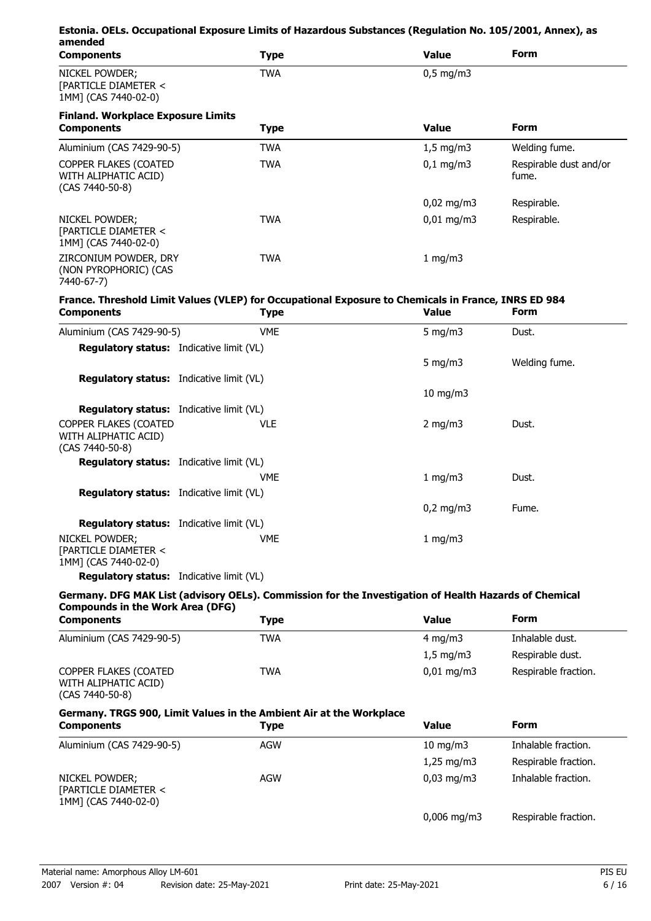**Estonia. OELs. Occupational Exposure Limits of Hazardous Substances (Regulation No. 105/2001, Annex), as amended**

| Components | Type | Value | Form |
|---|---|---|---|
| NICKEL POWDER; [PARTICLE DIAMETER < 1MM] (CAS 7440-02-0) | TWA | 0,5 mg/m3 | |

**Finland. Workplace Exposure Limits**

| Components | Type | Value | Form |
|---|---|---|---|
| Aluminium (CAS 7429-90-5) | TWA | 1,5 mg/m3 | Welding fume. |
| COPPER FLAKES (COATED WITH ALIPHATIC ACID) (CAS 7440-50-8) | TWA | 0,1 mg/m3 | Respirable dust and/or fume. |
| | | 0,02 mg/m3 | Respirable. |
| NICKEL POWDER; [PARTICLE DIAMETER < 1MM] (CAS 7440-02-0) | TWA | 0,01 mg/m3 | Respirable. |
| ZIRCONIUM POWDER, DRY (NON PYROPHORIC) (CAS 7440-67-7) | TWA | 1 mg/m3 | |

**France. Threshold Limit Values (VLEP) for Occupational Exposure to Chemicals in France, INRS ED 984**

| Components | Type | Value | Form |
|---|---|---|---|
| Aluminium (CAS 7429-90-5) | VME | 5 mg/m3 | Dust. |
| **Regulatory status:** Indicative limit (VL) | | | |
| | | 5 mg/m3 | Welding fume. |
| **Regulatory status:** Indicative limit (VL) | | | |
| | | 10 mg/m3 | |
| **Regulatory status:** Indicative limit (VL) | | | |
| COPPER FLAKES (COATED WITH ALIPHATIC ACID) (CAS 7440-50-8) | VLE | 2 mg/m3 | Dust. |
| **Regulatory status:** Indicative limit (VL) | | | |
| | VME | 1 mg/m3 | Dust. |
| **Regulatory status:** Indicative limit (VL) | | | |
| | | 0,2 mg/m3 | Fume. |
| **Regulatory status:** Indicative limit (VL) | | | |
| NICKEL POWDER; [PARTICLE DIAMETER < 1MM] (CAS 7440-02-0) | VME | 1 mg/m3 | |
| **Regulatory status:** Indicative limit (VL) | | | |

**Germany. DFG MAK List (advisory OELs). Commission for the Investigation of Health Hazards of Chemical Compounds in the Work Area (DFG)**

| Components | Type | Value | Form |
|---|---|---|---|
| Aluminium (CAS 7429-90-5) | TWA | 4 mg/m3 | Inhalable dust. |
| | | 1,5 mg/m3 | Respirable dust. |
| COPPER FLAKES (COATED WITH ALIPHATIC ACID) (CAS 7440-50-8) | TWA | 0,01 mg/m3 | Respirable fraction. |

**Germany. TRGS 900, Limit Values in the Ambient Air at the Workplace**

| Components | Type | Value | Form |
|---|---|---|---|
| Aluminium (CAS 7429-90-5) | AGW | 10 mg/m3 | Inhalable fraction. |
| | | 1,25 mg/m3 | Respirable fraction. |
| NICKEL POWDER; [PARTICLE DIAMETER < 1MM] (CAS 7440-02-0) | AGW | 0,03 mg/m3 | Inhalable fraction. |
| | | 0,006 mg/m3 | Respirable fraction. |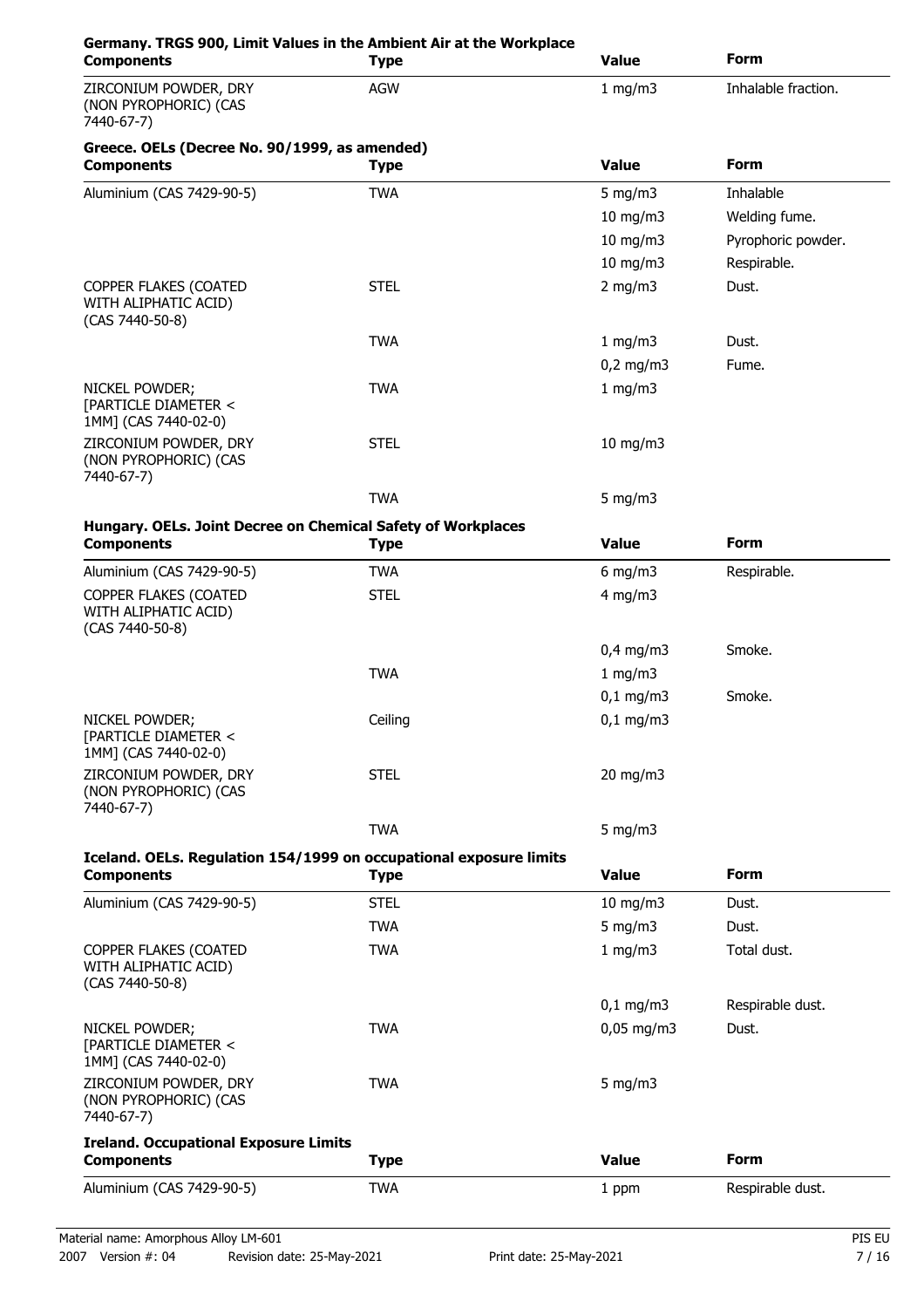**Germany. TRGS 900, Limit Values in the Ambient Air at the Workplace**

| Components | Type | Value | Form |
|---|---|---|---|
| ZIRCONIUM POWDER, DRY (NON PYROPHORIC) (CAS 7440-67-7) | AGW | 1 mg/m3 | Inhalable fraction. |

**Greece. OELs (Decree No. 90/1999, as amended)**

| Components | Type | Value | Form |
|---|---|---|---|
| Aluminium (CAS 7429-90-5) | TWA | 5 mg/m3 | Inhalable |
| | | 10 mg/m3 | Welding fume. |
| | | 10 mg/m3 | Pyrophoric powder. |
| | | 10 mg/m3 | Respirable. |
| COPPER FLAKES (COATED WITH ALIPHATIC ACID) (CAS 7440-50-8) | STEL | 2 mg/m3 | Dust. |
| | TWA | 1 mg/m3 | Dust. |
| | | 0,2 mg/m3 | Fume. |
| NICKEL POWDER; [PARTICLE DIAMETER < 1MM] (CAS 7440-02-0) | TWA | 1 mg/m3 | |
| ZIRCONIUM POWDER, DRY (NON PYROPHORIC) (CAS 7440-67-7) | STEL | 10 mg/m3 | |
| | TWA | 5 mg/m3 | |

**Hungary. OELs. Joint Decree on Chemical Safety of Workplaces**

| Components | Type | Value | Form |
|---|---|---|---|
| Aluminium (CAS 7429-90-5) | TWA | 6 mg/m3 | Respirable. |
| COPPER FLAKES (COATED WITH ALIPHATIC ACID) (CAS 7440-50-8) | STEL | 4 mg/m3 | |
| | | 0,4 mg/m3 | Smoke. |
| | TWA | 1 mg/m3 | |
| | | 0,1 mg/m3 | Smoke. |
| NICKEL POWDER; [PARTICLE DIAMETER < 1MM] (CAS 7440-02-0) | Ceiling | 0,1 mg/m3 | |
| ZIRCONIUM POWDER, DRY (NON PYROPHORIC) (CAS 7440-67-7) | STEL | 20 mg/m3 | |
| | TWA | 5 mg/m3 | |

**Iceland. OELs. Regulation 154/1999 on occupational exposure limits**

| Components | Type | Value | Form |
|---|---|---|---|
| Aluminium (CAS 7429-90-5) | STEL | 10 mg/m3 | Dust. |
| | TWA | 5 mg/m3 | Dust. |
| COPPER FLAKES (COATED WITH ALIPHATIC ACID) (CAS 7440-50-8) | TWA | 1 mg/m3 | Total dust. |
| | | 0,1 mg/m3 | Respirable dust. |
| NICKEL POWDER; [PARTICLE DIAMETER < 1MM] (CAS 7440-02-0) | TWA | 0,05 mg/m3 | Dust. |
| ZIRCONIUM POWDER, DRY (NON PYROPHORIC) (CAS 7440-67-7) | TWA | 5 mg/m3 | |

**Ireland. Occupational Exposure Limits**

| Components | Type | Value | Form |
|---|---|---|---|
| Aluminium (CAS 7429-90-5) | TWA | 1 ppm | Respirable dust. |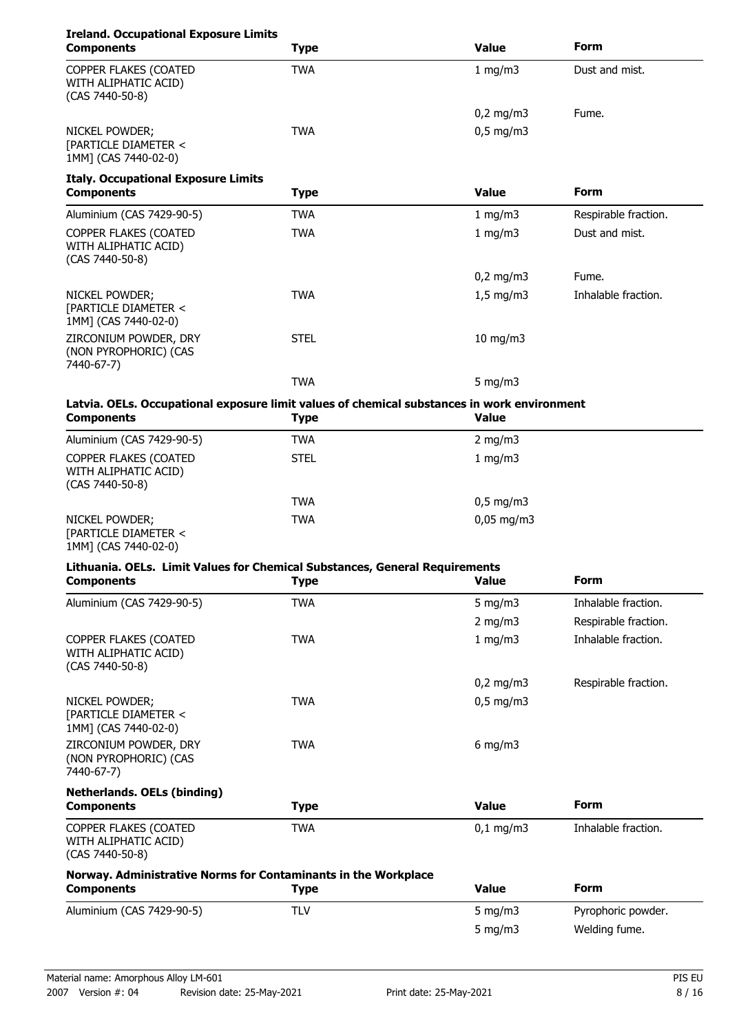**Ireland. Occupational Exposure Limits**

| Components | Type | Value | Form |
|---|---|---|---|
| COPPER FLAKES (COATED WITH ALIPHATIC ACID) (CAS 7440-50-8) | TWA | 1 mg/m3 | Dust and mist. |
| | | 0,2 mg/m3 | Fume. |
| NICKEL POWDER; [PARTICLE DIAMETER < 1MM] (CAS 7440-02-0) | TWA | 0,5 mg/m3 | |

**Italy. Occupational Exposure Limits**

| Components | Type | Value | Form |
|---|---|---|---|
| Aluminium (CAS 7429-90-5) | TWA | 1 mg/m3 | Respirable fraction. |
| COPPER FLAKES (COATED WITH ALIPHATIC ACID) (CAS 7440-50-8) | TWA | 1 mg/m3 | Dust and mist. |
| | | 0,2 mg/m3 | Fume. |
| NICKEL POWDER; [PARTICLE DIAMETER < 1MM] (CAS 7440-02-0) | TWA | 1,5 mg/m3 | Inhalable fraction. |
| ZIRCONIUM POWDER, DRY (NON PYROPHORIC) (CAS 7440-67-7) | STEL | 10 mg/m3 | |
| | TWA | 5 mg/m3 | |

**Latvia. OELs. Occupational exposure limit values of chemical substances in work environment**

| Components | Type | Value |
|---|---|---|
| Aluminium (CAS 7429-90-5) | TWA | 2 mg/m3 |
| COPPER FLAKES (COATED WITH ALIPHATIC ACID) (CAS 7440-50-8) | STEL | 1 mg/m3 |
| | TWA | 0,5 mg/m3 |
| NICKEL POWDER; [PARTICLE DIAMETER < 1MM] (CAS 7440-02-0) | TWA | 0,05 mg/m3 |

**Lithuania. OELs. Limit Values for Chemical Substances, General Requirements**

| Components | Type | Value | Form |
|---|---|---|---|
| Aluminium (CAS 7429-90-5) | TWA | 5 mg/m3 | Inhalable fraction. |
| | | 2 mg/m3 | Respirable fraction. |
| COPPER FLAKES (COATED WITH ALIPHATIC ACID) (CAS 7440-50-8) | TWA | 1 mg/m3 | Inhalable fraction. |
| | | 0,2 mg/m3 | Respirable fraction. |
| NICKEL POWDER; [PARTICLE DIAMETER < 1MM] (CAS 7440-02-0) | TWA | 0,5 mg/m3 | |
| ZIRCONIUM POWDER, DRY (NON PYROPHORIC) (CAS 7440-67-7) | TWA | 6 mg/m3 | |

**Netherlands. OELs (binding)**

| Components | Type | Value | Form |
|---|---|---|---|
| COPPER FLAKES (COATED WITH ALIPHATIC ACID) (CAS 7440-50-8) | TWA | 0,1 mg/m3 | Inhalable fraction. |

**Norway. Administrative Norms for Contaminants in the Workplace**

| Components | Type | Value | Form |
|---|---|---|---|
| Aluminium (CAS 7429-90-5) | TLV | 5 mg/m3 | Pyrophoric powder. |
| | | 5 mg/m3 | Welding fume. |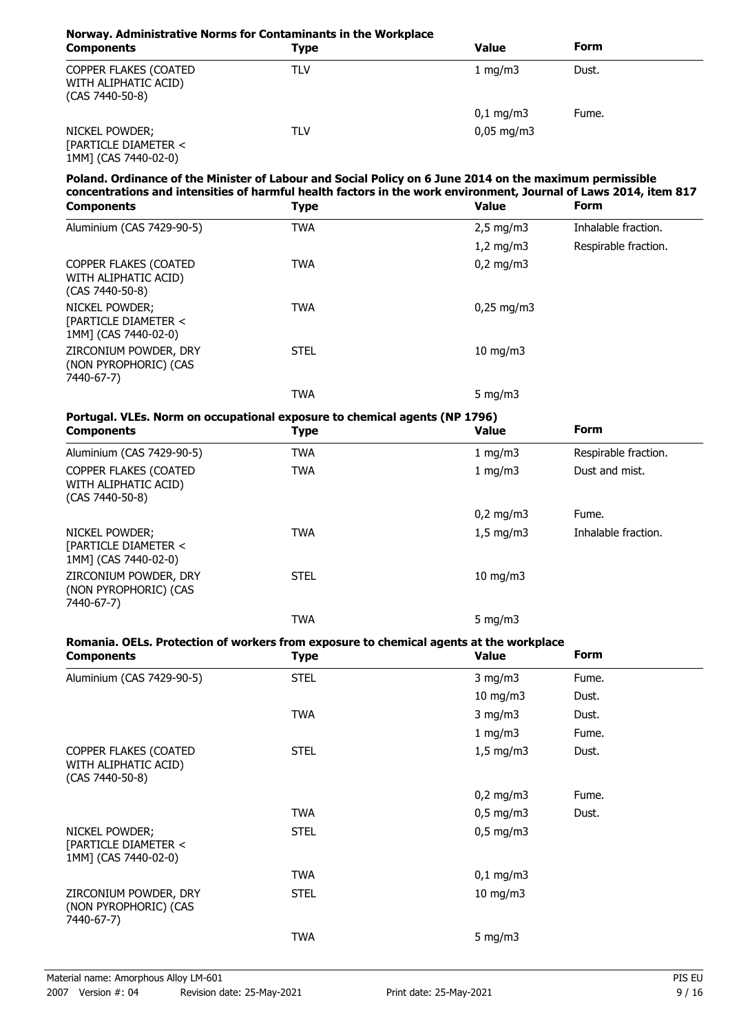**Norway. Administrative Norms for Contaminants in the Workplace**

| Components | Type | Value | Form |
|---|---|---|---|
| COPPER FLAKES (COATED WITH ALIPHATIC ACID) (CAS 7440-50-8) | TLV | 1 mg/m3 | Dust. |
| | | 0,1 mg/m3 | Fume. |
| NICKEL POWDER; [PARTICLE DIAMETER < 1MM] (CAS 7440-02-0) | TLV | 0,05 mg/m3 | |

**Poland. Ordinance of the Minister of Labour and Social Policy on 6 June 2014 on the maximum permissible concentrations and intensities of harmful health factors in the work environment, Journal of Laws 2014, item 817**

| Components | Type | Value | Form |
|---|---|---|---|
| Aluminium (CAS 7429-90-5) | TWA | 2,5 mg/m3 | Inhalable fraction. |
| | | 1,2 mg/m3 | Respirable fraction. |
| COPPER FLAKES (COATED WITH ALIPHATIC ACID) (CAS 7440-50-8) | TWA | 0,2 mg/m3 | |
| NICKEL POWDER; [PARTICLE DIAMETER < 1MM] (CAS 7440-02-0) | TWA | 0,25 mg/m3 | |
| ZIRCONIUM POWDER, DRY (NON PYROPHORIC) (CAS 7440-67-7) | STEL | 10 mg/m3 | |
| | TWA | 5 mg/m3 | |

**Portugal. VLEs. Norm on occupational exposure to chemical agents (NP 1796)**

| Components | Type | Value | Form |
|---|---|---|---|
| Aluminium (CAS 7429-90-5) | TWA | 1 mg/m3 | Respirable fraction. |
| COPPER FLAKES (COATED WITH ALIPHATIC ACID) (CAS 7440-50-8) | TWA | 1 mg/m3 | Dust and mist. |
| | | 0,2 mg/m3 | Fume. |
| NICKEL POWDER; [PARTICLE DIAMETER < 1MM] (CAS 7440-02-0) | TWA | 1,5 mg/m3 | Inhalable fraction. |
| ZIRCONIUM POWDER, DRY (NON PYROPHORIC) (CAS 7440-67-7) | STEL | 10 mg/m3 | |
| | TWA | 5 mg/m3 | |

**Romania. OELs. Protection of workers from exposure to chemical agents at the workplace**

| Components | Type | Value | Form |
|---|---|---|---|
| Aluminium (CAS 7429-90-5) | STEL | 3 mg/m3 | Fume. |
| | | 10 mg/m3 | Dust. |
| | TWA | 3 mg/m3 | Dust. |
| | | 1 mg/m3 | Fume. |
| COPPER FLAKES (COATED WITH ALIPHATIC ACID) (CAS 7440-50-8) | STEL | 1,5 mg/m3 | Dust. |
| | | 0,2 mg/m3 | Fume. |
| | TWA | 0,5 mg/m3 | Dust. |
| NICKEL POWDER; [PARTICLE DIAMETER < 1MM] (CAS 7440-02-0) | STEL | 0,5 mg/m3 | |
| | TWA | 0,1 mg/m3 | |
| ZIRCONIUM POWDER, DRY (NON PYROPHORIC) (CAS 7440-67-7) | STEL | 10 mg/m3 | |
| | TWA | 5 mg/m3 | |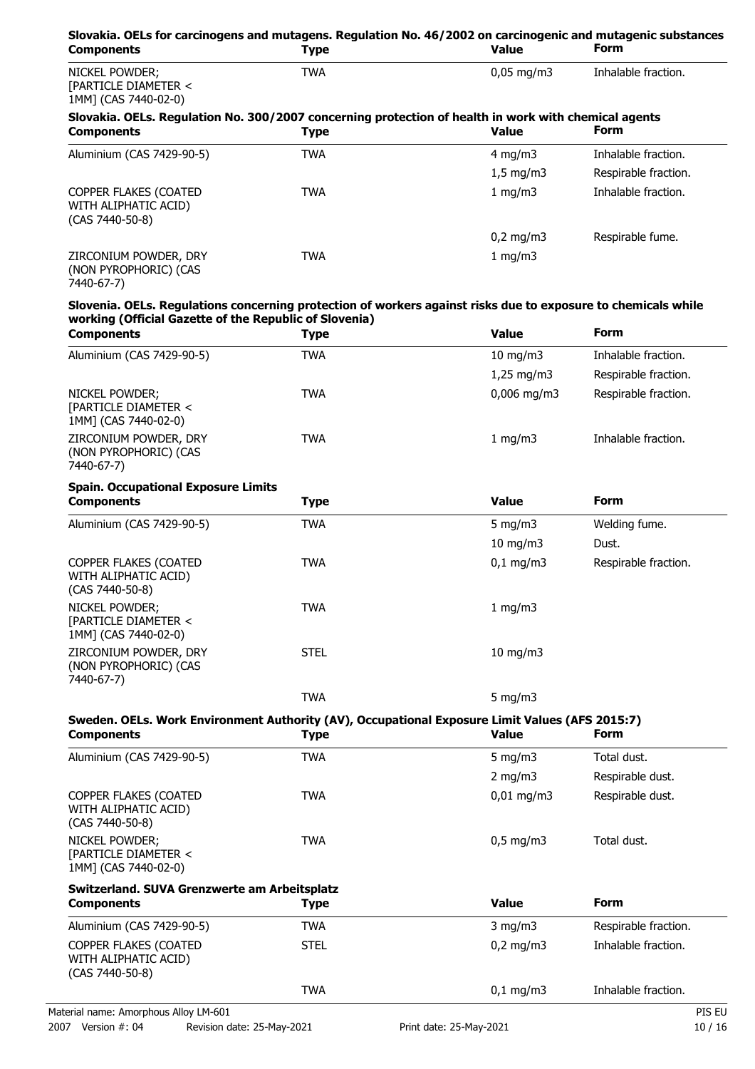**Slovakia. OELs for carcinogens and mutagens. Regulation No. 46/2002 on carcinogenic and mutagenic substances**

| Components | Type | Value | Form |
|---|---|---|---|
| NICKEL POWDER; [PARTICLE DIAMETER < 1MM] (CAS 7440-02-0) | TWA | 0,05 mg/m3 | Inhalable fraction. |

**Slovakia. OELs. Regulation No. 300/2007 concerning protection of health in work with chemical agents**

| Components | Type | Value | Form |
|---|---|---|---|
| Aluminium (CAS 7429-90-5) | TWA | 4 mg/m3 | Inhalable fraction. |
| | | 1,5 mg/m3 | Respirable fraction. |
| COPPER FLAKES (COATED WITH ALIPHATIC ACID) (CAS 7440-50-8) | TWA | 1 mg/m3 | Inhalable fraction. |
| | | 0,2 mg/m3 | Respirable fume. |
| ZIRCONIUM POWDER, DRY (NON PYROPHORIC) (CAS 7440-67-7) | TWA | 1 mg/m3 | |

**Slovenia. OELs. Regulations concerning protection of workers against risks due to exposure to chemicals while working (Official Gazette of the Republic of Slovenia)**

| Components | Type | Value | Form |
|---|---|---|---|
| Aluminium (CAS 7429-90-5) | TWA | 10 mg/m3 | Inhalable fraction. |
| | | 1,25 mg/m3 | Respirable fraction. |
| NICKEL POWDER; [PARTICLE DIAMETER < 1MM] (CAS 7440-02-0) | TWA | 0,006 mg/m3 | Respirable fraction. |
| ZIRCONIUM POWDER, DRY (NON PYROPHORIC) (CAS 7440-67-7) | TWA | 1 mg/m3 | Inhalable fraction. |

**Spain. Occupational Exposure Limits**

| Components | Type | Value | Form |
|---|---|---|---|
| Aluminium (CAS 7429-90-5) | TWA | 5 mg/m3 | Welding fume. |
| | | 10 mg/m3 | Dust. |
| COPPER FLAKES (COATED WITH ALIPHATIC ACID) (CAS 7440-50-8) | TWA | 0,1 mg/m3 | Respirable fraction. |
| NICKEL POWDER; [PARTICLE DIAMETER < 1MM] (CAS 7440-02-0) | TWA | 1 mg/m3 | |
| ZIRCONIUM POWDER, DRY (NON PYROPHORIC) (CAS 7440-67-7) | STEL | 10 mg/m3 | |
| | TWA | 5 mg/m3 | |

**Sweden. OELs. Work Environment Authority (AV), Occupational Exposure Limit Values (AFS 2015:7)**

| Components | Type | Value | Form |
|---|---|---|---|
| Aluminium (CAS 7429-90-5) | TWA | 5 mg/m3 | Total dust. |
| | | 2 mg/m3 | Respirable dust. |
| COPPER FLAKES (COATED WITH ALIPHATIC ACID) (CAS 7440-50-8) | TWA | 0,01 mg/m3 | Respirable dust. |
| NICKEL POWDER; [PARTICLE DIAMETER < 1MM] (CAS 7440-02-0) | TWA | 0,5 mg/m3 | Total dust. |

**Switzerland. SUVA Grenzwerte am Arbeitsplatz**

| Components | Type | Value | Form |
|---|---|---|---|
| Aluminium (CAS 7429-90-5) | TWA | 3 mg/m3 | Respirable fraction. |
| COPPER FLAKES (COATED WITH ALIPHATIC ACID) (CAS 7440-50-8) | STEL | 0,2 mg/m3 | Inhalable fraction. |
| | TWA | 0,1 mg/m3 | Inhalable fraction. |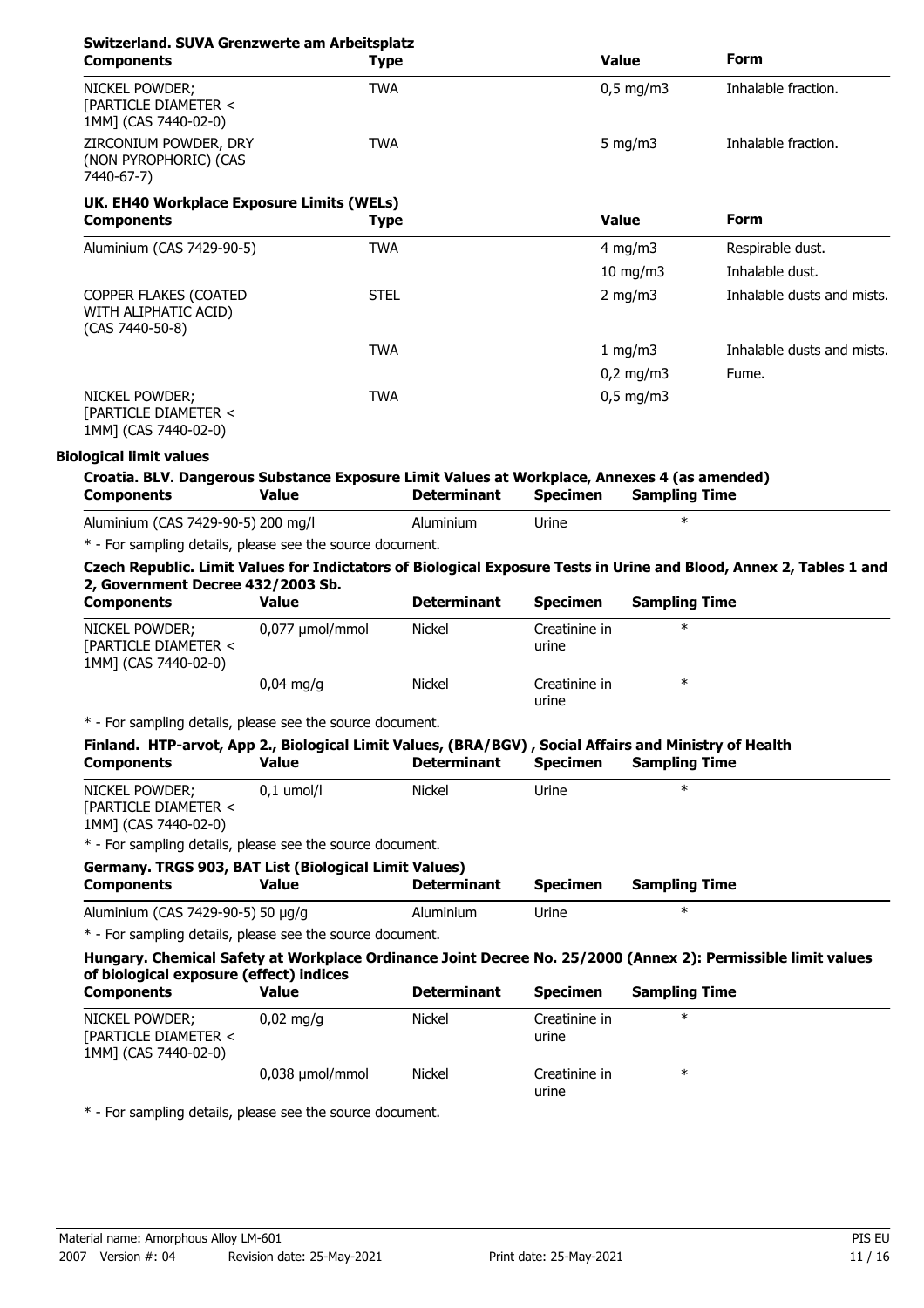**Switzerland. SUVA Grenzwerte am Arbeitsplatz**

| Components | Type | Value | Form |
|---|---|---|---|
| NICKEL POWDER; [PARTICLE DIAMETER < 1MM] (CAS 7440-02-0) | TWA | 0,5 mg/m3 | Inhalable fraction. |
| ZIRCONIUM POWDER, DRY (NON PYROPHORIC) (CAS 7440-67-7) | TWA | 5 mg/m3 | Inhalable fraction. |

**UK. EH40 Workplace Exposure Limits (WELs)**

| Components | Type | Value | Form |
|---|---|---|---|
| Aluminium (CAS 7429-90-5) | TWA | 4 mg/m3 | Respirable dust. |
| | | 10 mg/m3 | Inhalable dust. |
| COPPER FLAKES (COATED WITH ALIPHATIC ACID) (CAS 7440-50-8) | STEL | 2 mg/m3 | Inhalable dusts and mists. |
| | TWA | 1 mg/m3 | Inhalable dusts and mists. |
| | | 0,2 mg/m3 | Fume. |
| NICKEL POWDER; [PARTICLE DIAMETER < 1MM] (CAS 7440-02-0) | TWA | 0,5 mg/m3 | |

**Biological limit values**

**Croatia. BLV. Dangerous Substance Exposure Limit Values at Workplace, Annexes 4 (as amended)**

| Components | Value | Determinant | Specimen | Sampling Time |
|---|---|---|---|---|
| Aluminium (CAS 7429-90-5) | 200 mg/l | Aluminium | Urine | * |

\* - For sampling details, please see the source document.

**Czech Republic. Limit Values for Indictators of Biological Exposure Tests in Urine and Blood, Annex 2, Tables 1 and 2, Government Decree 432/2003 Sb.**

| Components | Value | Determinant | Specimen | Sampling Time |
|---|---|---|---|---|
| NICKEL POWDER; [PARTICLE DIAMETER < 1MM] (CAS 7440-02-0) | 0,077 µmol/mmol | Nickel | Creatinine in urine | * |
| | 0,04 mg/g | Nickel | Creatinine in urine | * |

\* - For sampling details, please see the source document.

**Finland. HTP-arvot, App 2., Biological Limit Values, (BRA/BGV) , Social Affairs and Ministry of Health**

| Components | Value | Determinant | Specimen | Sampling Time |
|---|---|---|---|---|
| NICKEL POWDER; [PARTICLE DIAMETER < 1MM] (CAS 7440-02-0) | 0,1 umol/l | Nickel | Urine | * |

\* - For sampling details, please see the source document.

**Germany. TRGS 903, BAT List (Biological Limit Values)**

| Components | Value | Determinant | Specimen | Sampling Time |
|---|---|---|---|---|
| Aluminium (CAS 7429-90-5) | 50 µg/g | Aluminium | Urine | * |

\* - For sampling details, please see the source document.

**Hungary. Chemical Safety at Workplace Ordinance Joint Decree No. 25/2000 (Annex 2): Permissible limit values of biological exposure (effect) indices**

| Components | Value | Determinant | Specimen | Sampling Time |
|---|---|---|---|---|
| NICKEL POWDER; [PARTICLE DIAMETER < 1MM] (CAS 7440-02-0) | 0,02 mg/g | Nickel | Creatinine in urine | * |
| | 0,038 µmol/mmol | Nickel | Creatinine in urine | * |

\* - For sampling details, please see the source document.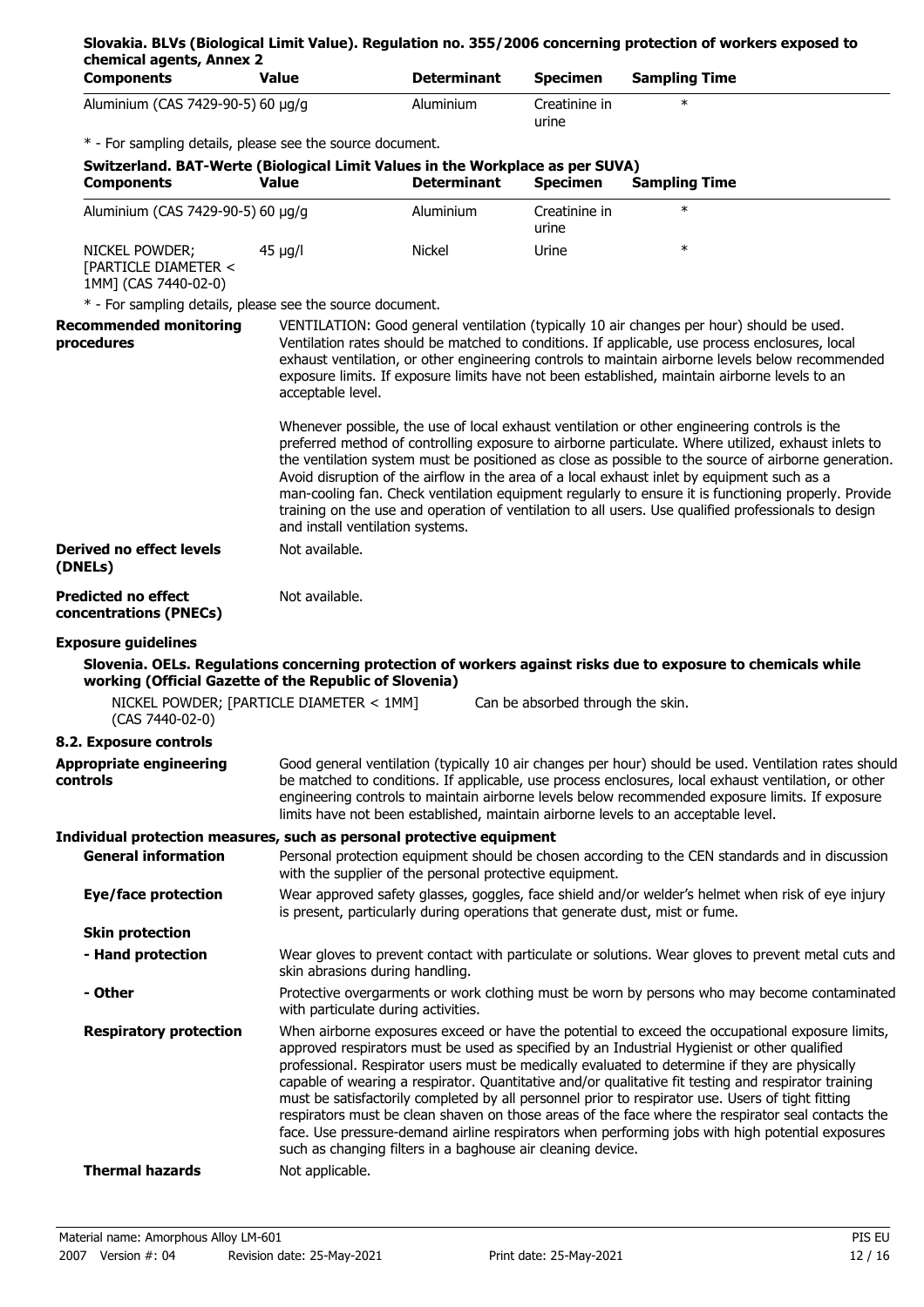**Slovakia. BLVs (Biological Limit Value). Regulation no. 355/2006 concerning protection of workers exposed to chemical agents, Annex 2**

| Components | Value | Determinant | Specimen | Sampling Time |
|---|---|---|---|---|
| Aluminium (CAS 7429-90-5) | 60 µg/g | Aluminium | Creatinine in urine | * |

\* - For sampling details, please see the source document.

**Switzerland. BAT-Werte (Biological Limit Values in the Workplace as per SUVA)**

| Components | Value | Determinant | Specimen | Sampling Time |
|---|---|---|---|---|
| Aluminium (CAS 7429-90-5) | 60 µg/g | Aluminium | Creatinine in urine | * |
| NICKEL POWDER; [PARTICLE DIAMETER < 1MM] (CAS 7440-02-0) | 45 µg/l | Nickel | Urine | * |

\* - For sampling details, please see the source document.

**Recommended monitoring procedures**

VENTILATION: Good general ventilation (typically 10 air changes per hour) should be used. Ventilation rates should be matched to conditions. If applicable, use process enclosures, local exhaust ventilation, or other engineering controls to maintain airborne levels below recommended exposure limits. If exposure limits have not been established, maintain airborne levels to an acceptable level.

Whenever possible, the use of local exhaust ventilation or other engineering controls is the preferred method of controlling exposure to airborne particulate. Where utilized, exhaust inlets to the ventilation system must be positioned as close as possible to the source of airborne generation. Avoid disruption of the airflow in the area of a local exhaust inlet by equipment such as a man-cooling fan. Check ventilation equipment regularly to ensure it is functioning properly. Provide training on the use and operation of ventilation to all users. Use qualified professionals to design and install ventilation systems.

**Derived no effect levels (DNELs)**

Not available.

**Predicted no effect concentrations (PNECs)**

Not available.

**Exposure guidelines**

**Slovenia. OELs. Regulations concerning protection of workers against risks due to exposure to chemicals while working (Official Gazette of the Republic of Slovenia)**

NICKEL POWDER; [PARTICLE DIAMETER < 1MM] (CAS 7440-02-0) — Can be absorbed through the skin.

### 8.2. Exposure controls

**Appropriate engineering controls**

Good general ventilation (typically 10 air changes per hour) should be used. Ventilation rates should be matched to conditions. If applicable, use process enclosures, local exhaust ventilation, or other engineering controls to maintain airborne levels below recommended exposure limits. If exposure limits have not been established, maintain airborne levels to an acceptable level.

**Individual protection measures, such as personal protective equipment**

**General information**

Personal protection equipment should be chosen according to the CEN standards and in discussion with the supplier of the personal protective equipment.

**Eye/face protection**

Wear approved safety glasses, goggles, face shield and/or welder's helmet when risk of eye injury is present, particularly during operations that generate dust, mist or fume.

**Skin protection**

**- Hand protection**

Wear gloves to prevent contact with particulate or solutions. Wear gloves to prevent metal cuts and skin abrasions during handling.

**- Other**

Protective overgarments or work clothing must be worn by persons who may become contaminated with particulate during activities.

**Respiratory protection**

When airborne exposures exceed or have the potential to exceed the occupational exposure limits, approved respirators must be used as specified by an Industrial Hygienist or other qualified professional. Respirator users must be medically evaluated to determine if they are physically capable of wearing a respirator. Quantitative and/or qualitative fit testing and respirator training must be satisfactorily completed by all personnel prior to respirator use. Users of tight fitting respirators must be clean shaven on those areas of the face where the respirator seal contacts the face. Use pressure-demand airline respirators when performing jobs with high potential exposures such as changing filters in a baghouse air cleaning device.

**Thermal hazards**

Not applicable.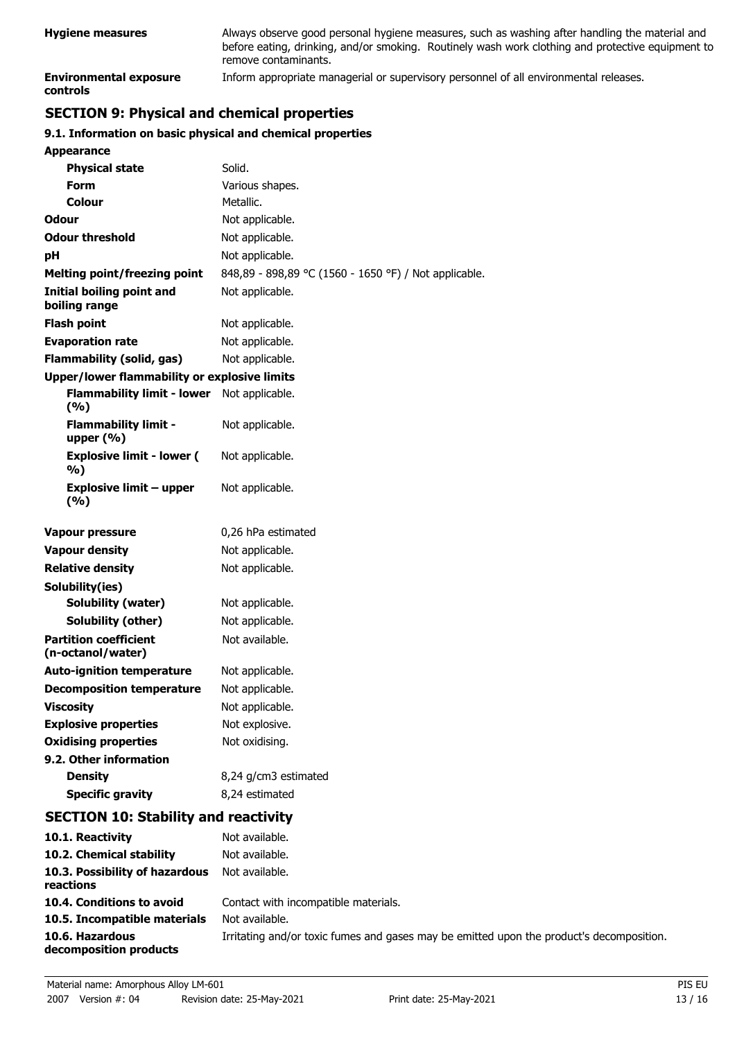| | |
|---|---|
| **Hygiene measures** | Always observe good personal hygiene measures, such as washing after handling the material and before eating, drinking, and/or smoking. Routinely wash work clothing and protective equipment to remove contaminants. |
| **Environmental exposure controls** | Inform appropriate managerial or supervisory personnel of all environmental releases. |

## SECTION 9: Physical and chemical properties

### 9.1. Information on basic physical and chemical properties

| | |
|---|---|
| **Appearance** | |
| **Physical state** | Solid. |
| **Form** | Various shapes. |
| **Colour** | Metallic. |
| **Odour** | Not applicable. |
| **Odour threshold** | Not applicable. |
| **pH** | Not applicable. |
| **Melting point/freezing point** | 848,89 - 898,89 °C (1560 - 1650 °F) / Not applicable. |
| **Initial boiling point and boiling range** | Not applicable. |
| **Flash point** | Not applicable. |
| **Evaporation rate** | Not applicable. |
| **Flammability (solid, gas)** | Not applicable. |
| **Upper/lower flammability or explosive limits** | |
| **Flammability limit - lower (%)** | Not applicable. |
| **Flammability limit - upper (%)** | Not applicable. |
| **Explosive limit - lower (%)** | Not applicable. |
| **Explosive limit – upper (%)** | Not applicable. |
| **Vapour pressure** | 0,26 hPa estimated |
| **Vapour density** | Not applicable. |
| **Relative density** | Not applicable. |
| **Solubility(ies)** | |
| **Solubility (water)** | Not applicable. |
| **Solubility (other)** | Not applicable. |
| **Partition coefficient (n-octanol/water)** | Not available. |
| **Auto-ignition temperature** | Not applicable. |
| **Decomposition temperature** | Not applicable. |
| **Viscosity** | Not applicable. |
| **Explosive properties** | Not explosive. |
| **Oxidising properties** | Not oxidising. |
| **9.2. Other information** | |
| **Density** | 8,24 g/cm3 estimated |
| **Specific gravity** | 8,24 estimated |

## SECTION 10: Stability and reactivity

| | |
|---|---|
| **10.1. Reactivity** | Not available. |
| **10.2. Chemical stability** | Not available. |
| **10.3. Possibility of hazardous reactions** | Not available. |
| **10.4. Conditions to avoid** | Contact with incompatible materials. |
| **10.5. Incompatible materials** | Not available. |
| **10.6. Hazardous decomposition products** | Irritating and/or toxic fumes and gases may be emitted upon the product's decomposition. |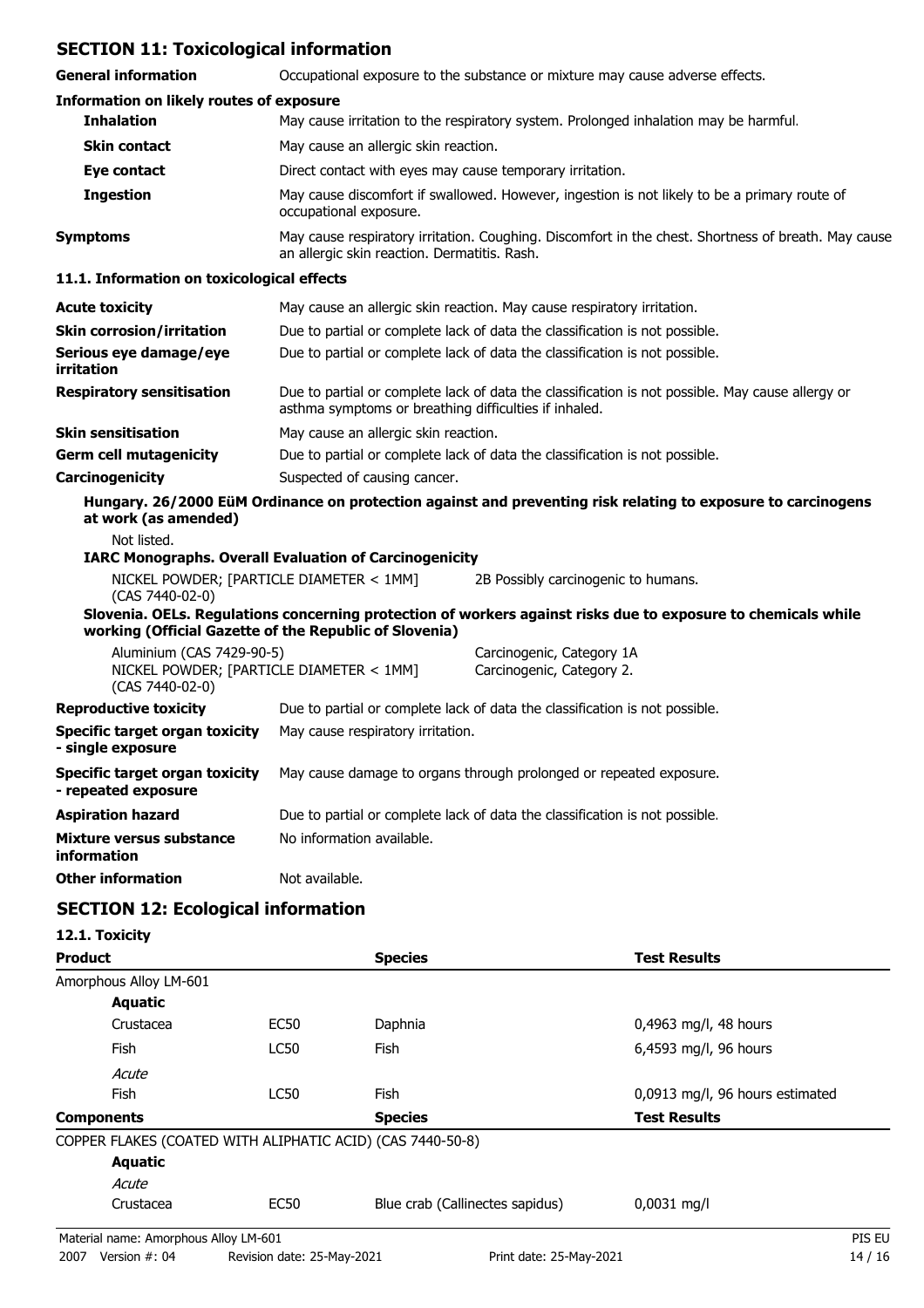## SECTION 11: Toxicological information

| | |
|---|---|
| **General information** | Occupational exposure to the substance or mixture may cause adverse effects. |

**Information on likely routes of exposure**

| | |
|---|---|
| **Inhalation** | May cause irritation to the respiratory system. Prolonged inhalation may be harmful. |
| **Skin contact** | May cause an allergic skin reaction. |
| **Eye contact** | Direct contact with eyes may cause temporary irritation. |
| **Ingestion** | May cause discomfort if swallowed. However, ingestion is not likely to be a primary route of occupational exposure. |
| **Symptoms** | May cause respiratory irritation. Coughing. Discomfort in the chest. Shortness of breath. May cause an allergic skin reaction. Dermatitis. Rash. |

### 11.1. Information on toxicological effects

| | |
|---|---|
| **Acute toxicity** | May cause an allergic skin reaction. May cause respiratory irritation. |
| **Skin corrosion/irritation** | Due to partial or complete lack of data the classification is not possible. |
| **Serious eye damage/eye irritation** | Due to partial or complete lack of data the classification is not possible. |
| **Respiratory sensitisation** | Due to partial or complete lack of data the classification is not possible. May cause allergy or asthma symptoms or breathing difficulties if inhaled. |
| **Skin sensitisation** | May cause an allergic skin reaction. |
| **Germ cell mutagenicity** | Due to partial or complete lack of data the classification is not possible. |
| **Carcinogenicity** | Suspected of causing cancer. |

**Hungary. 26/2000 EüM Ordinance on protection against and preventing risk relating to exposure to carcinogens at work (as amended)**

Not listed.

**IARC Monographs. Overall Evaluation of Carcinogenicity**

| | |
|---|---|
| NICKEL POWDER; [PARTICLE DIAMETER < 1MM] (CAS 7440-02-0) | 2B Possibly carcinogenic to humans. |

**Slovenia. OELs. Regulations concerning protection of workers against risks due to exposure to chemicals while working (Official Gazette of the Republic of Slovenia)**

| | |
|---|---|
| Aluminium (CAS 7429-90-5) | Carcinogenic, Category 1A |
| NICKEL POWDER; [PARTICLE DIAMETER < 1MM] (CAS 7440-02-0) | Carcinogenic, Category 2. |

| | |
|---|---|
| **Reproductive toxicity** | Due to partial or complete lack of data the classification is not possible. |
| **Specific target organ toxicity - single exposure** | May cause respiratory irritation. |
| **Specific target organ toxicity - repeated exposure** | May cause damage to organs through prolonged or repeated exposure. |
| **Aspiration hazard** | Due to partial or complete lack of data the classification is not possible. |
| **Mixture versus substance information** | No information available. |
| **Other information** | Not available. |

## SECTION 12: Ecological information

### 12.1. Toxicity

| **Product** | | **Species** | **Test Results** |
|---|---|---|---|
| Amorphous Alloy LM-601 | | | |
| **Aquatic** | | | |
| Crustacea | EC50 | Daphnia | 0,4963 mg/l, 48 hours |
| Fish | LC50 | Fish | 6,4593 mg/l, 96 hours |
| *Acute* | | | |
| Fish | LC50 | Fish | 0,0913 mg/l, 96 hours estimated |
| **Components** | | **Species** | **Test Results** |
| COPPER FLAKES (COATED WITH ALIPHATIC ACID) (CAS 7440-50-8) | | | |
| **Aquatic** | | | |
| *Acute* | | | |
| Crustacea | EC50 | Blue crab (Callinectes sapidus) | 0,0031 mg/l |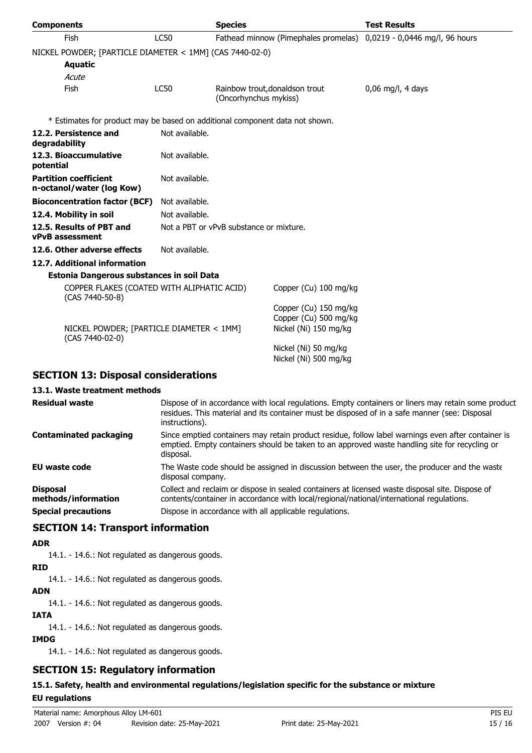| Components | | Species | Test Results |
|---|---|---|---|
| Fish | LC50 | Fathead minnow (Pimephales promelas) | 0,0219 - 0,0446 mg/l, 96 hours |
| NICKEL POWDER; [PARTICLE DIAMETER < 1MM] (CAS 7440-02-0) | | | |
| **Aquatic** | | | |
| *Acute* | | | |
| Fish | LC50 | Rainbow trout,donaldson trout (Oncorhynchus mykiss) | 0,06 mg/l, 4 days |

\* Estimates for product may be based on additional component data not shown.

| | |
|---|---|
| **12.2. Persistence and degradability** | Not available. |
| **12.3. Bioaccumulative potential** | Not available. |
| **Partition coefficient n-octanol/water (log Kow)** | Not available. |
| **Bioconcentration factor (BCF)** | Not available. |
| **12.4. Mobility in soil** | Not available. |
| **12.5. Results of PBT and vPvB assessment** | Not a PBT or vPvB substance or mixture. |
| **12.6. Other adverse effects** | Not available. |

**12.7. Additional information**

**Estonia Dangerous substances in soil Data**

| | |
|---|---|
| COPPER FLAKES (COATED WITH ALIPHATIC ACID) (CAS 7440-50-8) | Copper (Cu) 100 mg/kg |
| | Copper (Cu) 150 mg/kg |
| | Copper (Cu) 500 mg/kg |
| NICKEL POWDER; [PARTICLE DIAMETER < 1MM] (CAS 7440-02-0) | Nickel (Ni) 150 mg/kg |
| | Nickel (Ni) 50 mg/kg |
| | Nickel (Ni) 500 mg/kg |

## SECTION 13: Disposal considerations

**13.1. Waste treatment methods**

| | |
|---|---|
| **Residual waste** | Dispose of in accordance with local regulations. Empty containers or liners may retain some product residues. This material and its container must be disposed of in a safe manner (see: Disposal instructions). |
| **Contaminated packaging** | Since emptied containers may retain product residue, follow label warnings even after container is emptied. Empty containers should be taken to an approved waste handling site for recycling or disposal. |
| **EU waste code** | The Waste code should be assigned in discussion between the user, the producer and the waste disposal company. |
| **Disposal methods/information** | Collect and reclaim or dispose in sealed containers at licensed waste disposal site. Dispose of contents/container in accordance with local/regional/national/international regulations. |
| **Special precautions** | Dispose in accordance with all applicable regulations. |

## SECTION 14: Transport information

**ADR**

14.1. - 14.6.: Not regulated as dangerous goods.

**RID**

14.1. - 14.6.: Not regulated as dangerous goods.

**ADN**

14.1. - 14.6.: Not regulated as dangerous goods.

**IATA**

14.1. - 14.6.: Not regulated as dangerous goods.

**IMDG**

14.1. - 14.6.: Not regulated as dangerous goods.

## SECTION 15: Regulatory information

**15.1. Safety, health and environmental regulations/legislation specific for the substance or mixture**

**EU regulations**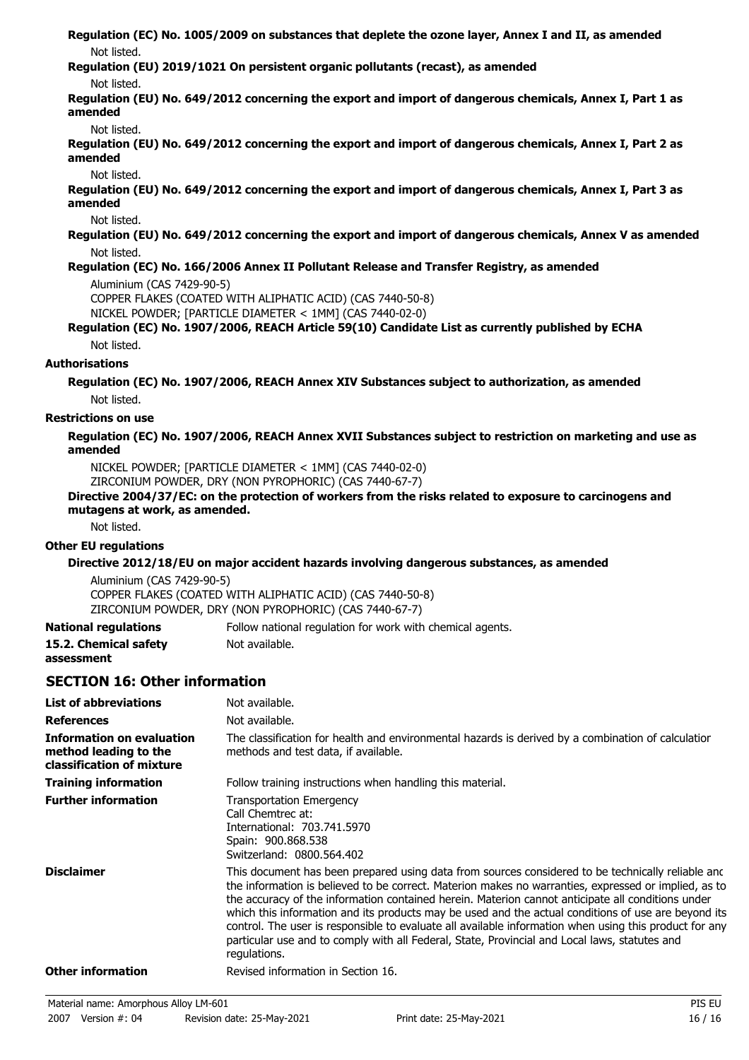**Regulation (EC) No. 1005/2009 on substances that deplete the ozone layer, Annex I and II, as amended**

Not listed.

**Regulation (EU) 2019/1021 On persistent organic pollutants (recast), as amended**

Not listed.

**Regulation (EU) No. 649/2012 concerning the export and import of dangerous chemicals, Annex I, Part 1 as amended**

Not listed.

**Regulation (EU) No. 649/2012 concerning the export and import of dangerous chemicals, Annex I, Part 2 as amended**

Not listed.

**Regulation (EU) No. 649/2012 concerning the export and import of dangerous chemicals, Annex I, Part 3 as amended**

Not listed.

**Regulation (EU) No. 649/2012 concerning the export and import of dangerous chemicals, Annex V as amended**

Not listed.

**Regulation (EC) No. 166/2006 Annex II Pollutant Release and Transfer Registry, as amended**

Aluminium (CAS 7429-90-5)
COPPER FLAKES (COATED WITH ALIPHATIC ACID) (CAS 7440-50-8)
NICKEL POWDER; [PARTICLE DIAMETER < 1MM] (CAS 7440-02-0)

**Regulation (EC) No. 1907/2006, REACH Article 59(10) Candidate List as currently published by ECHA**

Not listed.

**Authorisations**

**Regulation (EC) No. 1907/2006, REACH Annex XIV Substances subject to authorization, as amended**

Not listed.

**Restrictions on use**

**Regulation (EC) No. 1907/2006, REACH Annex XVII Substances subject to restriction on marketing and use as amended**

NICKEL POWDER; [PARTICLE DIAMETER < 1MM] (CAS 7440-02-0)
ZIRCONIUM POWDER, DRY (NON PYROPHORIC) (CAS 7440-67-7)

**Directive 2004/37/EC: on the protection of workers from the risks related to exposure to carcinogens and mutagens at work, as amended.**

Not listed.

**Other EU regulations**

**Directive 2012/18/EU on major accident hazards involving dangerous substances, as amended**

Aluminium (CAS 7429-90-5)
COPPER FLAKES (COATED WITH ALIPHATIC ACID) (CAS 7440-50-8)
ZIRCONIUM POWDER, DRY (NON PYROPHORIC) (CAS 7440-67-7)

| | |
|---|---|
| **National regulations** | Follow national regulation for work with chemical agents. |
| **15.2. Chemical safety assessment** | Not available. |

## SECTION 16: Other information

| | |
|---|---|
| **List of abbreviations** | Not available. |
| **References** | Not available. |
| **Information on evaluation method leading to the classification of mixture** | The classification for health and environmental hazards is derived by a combination of calculation methods and test data, if available. |
| **Training information** | Follow training instructions when handling this material. |
| **Further information** | Transportation Emergency<br>Call Chemtrec at:<br>International: 703.741.5970<br>Spain: 900.868.538<br>Switzerland: 0800.564.402 |
| **Disclaimer** | This document has been prepared using data from sources considered to be technically reliable and the information is believed to be correct. Materion makes no warranties, expressed or implied, as to the accuracy of the information contained herein. Materion cannot anticipate all conditions under which this information and its products may be used and the actual conditions of use are beyond its control. The user is responsible to evaluate all available information when using this product for any particular use and to comply with all Federal, State, Provincial and Local laws, statutes and regulations. |
| **Other information** | Revised information in Section 16. |

Material name: Amorphous Alloy LM-601
2007 Version #: 04 Revision date: 25-May-2021 Print date: 25-May-2021